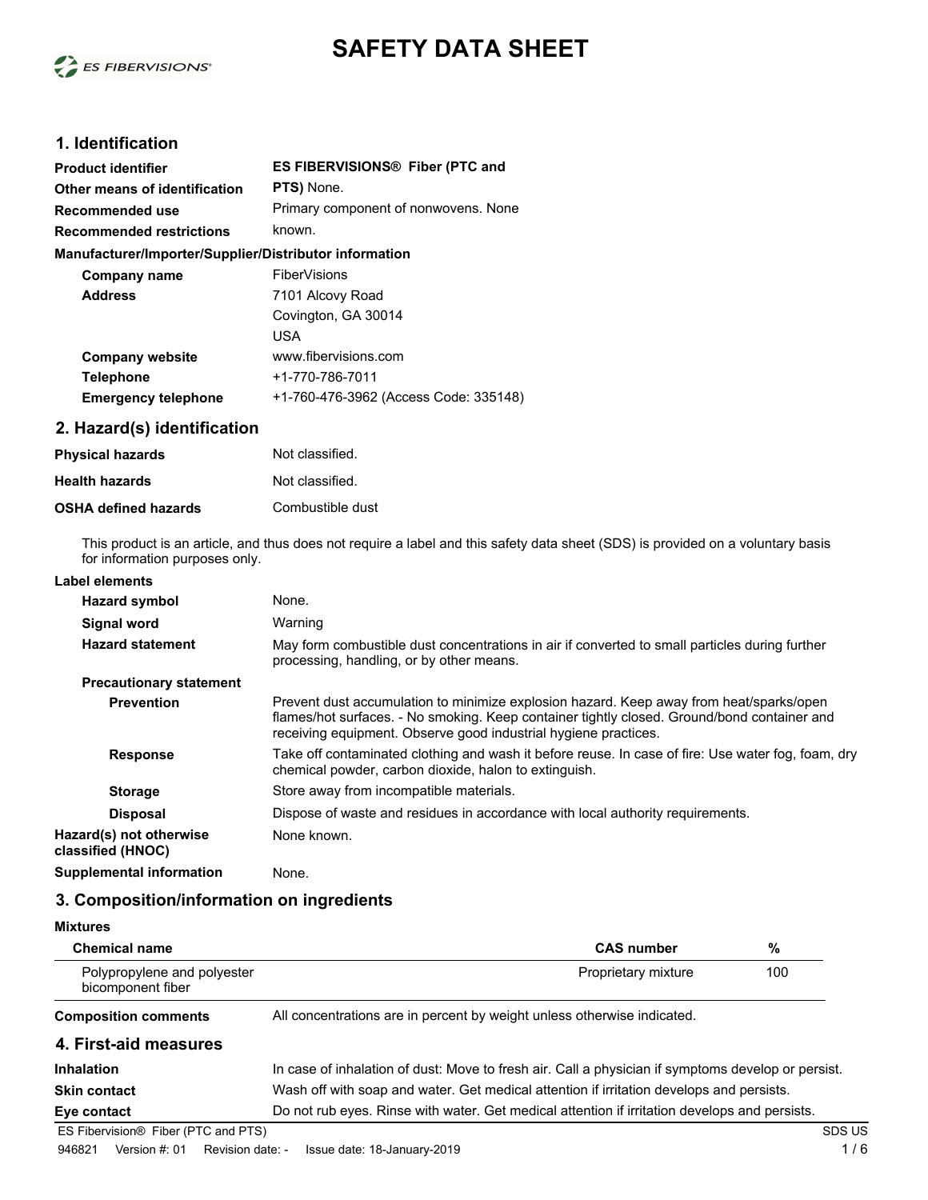# SAFETY DATA SHEET

## 1. Identification

**Product identifier** ES FIBERVISIONS® Fiber (PTC and PTS)

**Other means of identification** None.

**Recommended use** Primary component of nonwovens.

**Recommended restrictions** None known.

**Manufacturer/Importer/Supplier/Distributor information**

**Company name** FiberVisions

**Address** 7101 Alcovy Road
Covington, GA 30014
USA

**Company website** www.fibervisions.com

**Telephone** +1-770-786-7011

**Emergency telephone** +1-760-476-3962 (Access Code: 335148)

## 2. Hazard(s) identification

**Physical hazards** Not classified.

**Health hazards** Not classified.

**OSHA defined hazards** Combustible dust

This product is an article, and thus does not require a label and this safety data sheet (SDS) is provided on a voluntary basis for information purposes only.

**Label elements**

**Hazard symbol** None.

**Signal word** Warning

**Hazard statement** May form combustible dust concentrations in air if converted to small particles during further processing, handling, or by other means.

**Precautionary statement**

**Prevention** Prevent dust accumulation to minimize explosion hazard. Keep away from heat/sparks/open flames/hot surfaces. - No smoking. Keep container tightly closed. Ground/bond container and receiving equipment. Observe good industrial hygiene practices.

**Response** Take off contaminated clothing and wash it before reuse. In case of fire: Use water fog, foam, dry chemical powder, carbon dioxide, halon to extinguish.

**Storage** Store away from incompatible materials.

**Disposal** Dispose of waste and residues in accordance with local authority requirements.

**Hazard(s) not otherwise classified (HNOC)** None known.

**Supplemental information** None.

## 3. Composition/information on ingredients

**Mixtures**

| Chemical name | CAS number | % |
|---|---|---|
| Polypropylene and polyester bicomponent fiber | Proprietary mixture | 100 |

**Composition comments** All concentrations are in percent by weight unless otherwise indicated.

## 4. First-aid measures

**Inhalation** In case of inhalation of dust: Move to fresh air. Call a physician if symptoms develop or persist.

**Skin contact** Wash off with soap and water. Get medical attention if irritation develops and persists.

**Eye contact** Do not rub eyes. Rinse with water. Get medical attention if irritation develops and persists.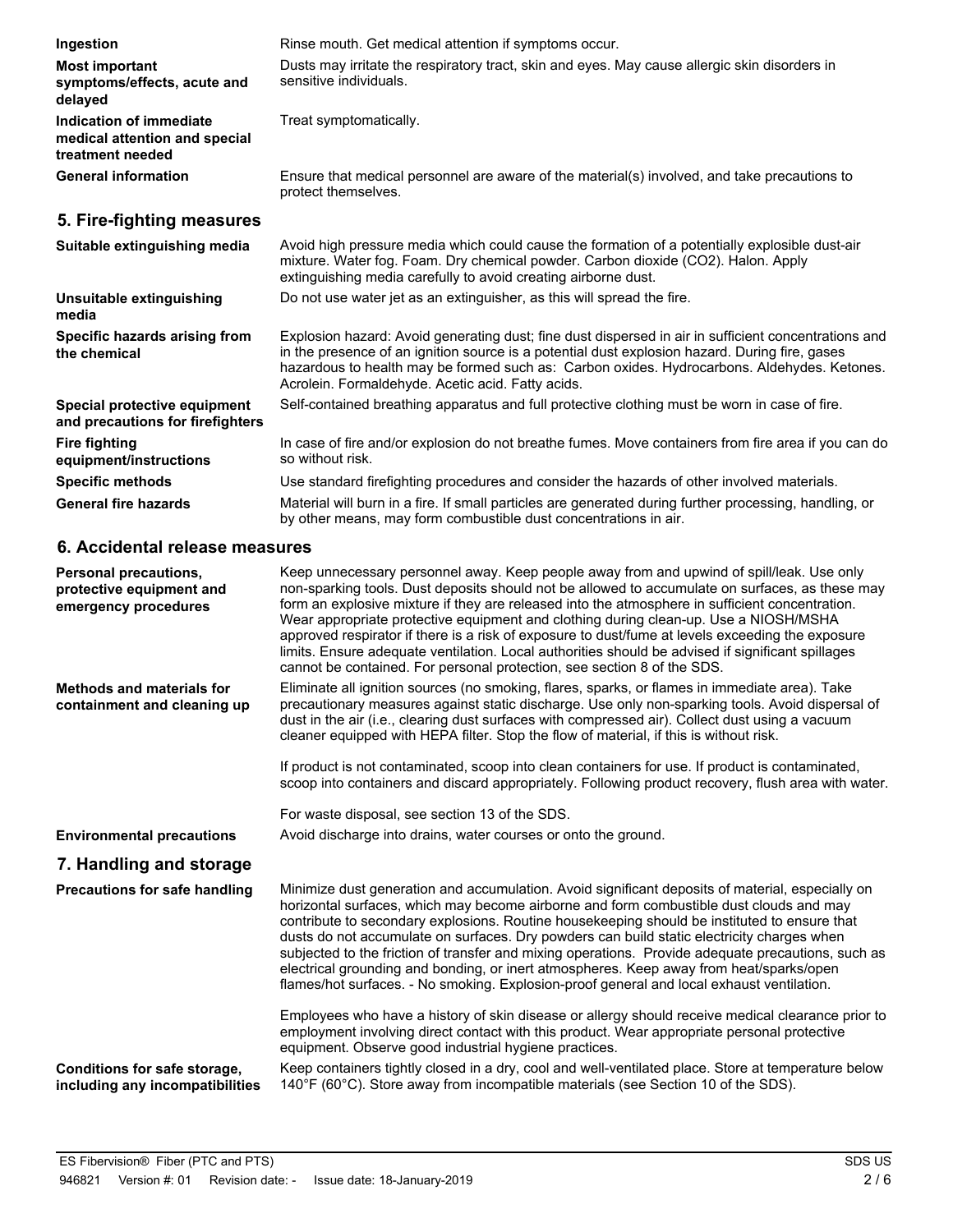**Ingestion**

Rinse mouth. Get medical attention if symptoms occur.

**Most important symptoms/effects, acute and delayed**

Dusts may irritate the respiratory tract, skin and eyes. May cause allergic skin disorders in sensitive individuals.

**Indication of immediate medical attention and special treatment needed**

Treat symptomatically.

**General information**

Ensure that medical personnel are aware of the material(s) involved, and take precautions to protect themselves.

## 5. Fire-fighting measures

**Suitable extinguishing media**

Avoid high pressure media which could cause the formation of a potentially explosible dust-air mixture. Water fog. Foam. Dry chemical powder. Carbon dioxide ($CO_2$). Halon. Apply extinguishing media carefully to avoid creating airborne dust.

**Unsuitable extinguishing media**

Do not use water jet as an extinguisher, as this will spread the fire.

**Specific hazards arising from the chemical**

Explosion hazard: Avoid generating dust; fine dust dispersed in air in sufficient concentrations and in the presence of an ignition source is a potential dust explosion hazard. During fire, gases hazardous to health may be formed such as: Carbon oxides. Hydrocarbons. Aldehydes. Ketones. Acrolein. Formaldehyde. Acetic acid. Fatty acids.

**Special protective equipment and precautions for firefighters**

Self-contained breathing apparatus and full protective clothing must be worn in case of fire.

**Fire fighting equipment/instructions**

In case of fire and/or explosion do not breathe fumes. Move containers from fire area if you can do so without risk.

**Specific methods**

Use standard firefighting procedures and consider the hazards of other involved materials.

**General fire hazards**

Material will burn in a fire. If small particles are generated during further processing, handling, or by other means, may form combustible dust concentrations in air.

## 6. Accidental release measures

**Personal precautions, protective equipment and emergency procedures**

Keep unnecessary personnel away. Keep people away from and upwind of spill/leak. Use only non-sparking tools. Dust deposits should not be allowed to accumulate on surfaces, as these may form an explosive mixture if they are released into the atmosphere in sufficient concentration. Wear appropriate protective equipment and clothing during clean-up. Use a NIOSH/MSHA approved respirator if there is a risk of exposure to dust/fume at levels exceeding the exposure limits. Ensure adequate ventilation. Local authorities should be advised if significant spillages cannot be contained. For personal protection, see section 8 of the SDS.

**Methods and materials for containment and cleaning up**

Eliminate all ignition sources (no smoking, flares, sparks, or flames in immediate area). Take precautionary measures against static discharge. Use only non-sparking tools. Avoid dispersal of dust in the air (i.e., clearing dust surfaces with compressed air). Collect dust using a vacuum cleaner equipped with HEPA filter. Stop the flow of material, if this is without risk.

If product is not contaminated, scoop into clean containers for use. If product is contaminated, scoop into containers and discard appropriately. Following product recovery, flush area with water.

For waste disposal, see section 13 of the SDS.

**Environmental precautions**

Avoid discharge into drains, water courses or onto the ground.

## 7. Handling and storage

**Precautions for safe handling**

Minimize dust generation and accumulation. Avoid significant deposits of material, especially on horizontal surfaces, which may become airborne and form combustible dust clouds and may contribute to secondary explosions. Routine housekeeping should be instituted to ensure that dusts do not accumulate on surfaces. Dry powders can build static electricity charges when subjected to the friction of transfer and mixing operations. Provide adequate precautions, such as electrical grounding and bonding, or inert atmospheres. Keep away from heat/sparks/open flames/hot surfaces. - No smoking. Explosion-proof general and local exhaust ventilation.

Employees who have a history of skin disease or allergy should receive medical clearance prior to employment involving direct contact with this product. Wear appropriate personal protective equipment. Observe good industrial hygiene practices.

**Conditions for safe storage, including any incompatibilities**

Keep containers tightly closed in a dry, cool and well-ventilated place. Store at temperature below 140°F (60°C). Store away from incompatible materials (see Section 10 of the SDS).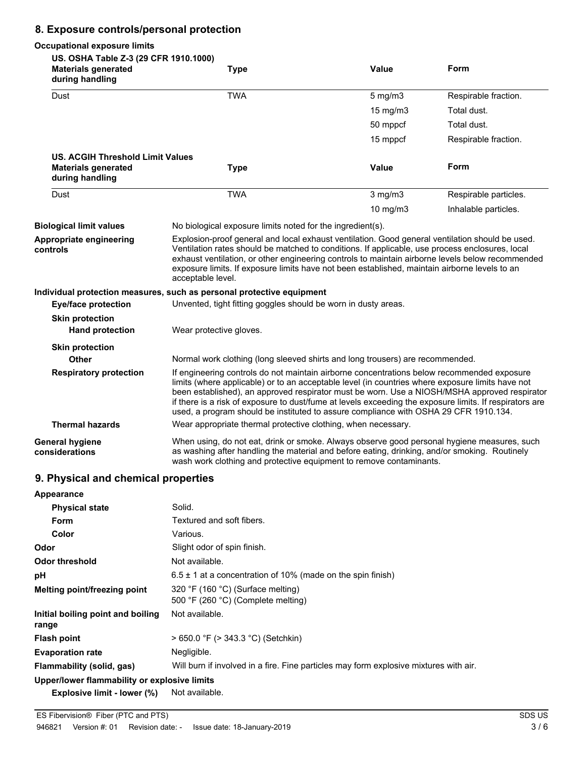## 8. Exposure controls/personal protection

### Occupational exposure limits

**US. OSHA Table Z-3 (29 CFR 1910.1000)**

| Materials generated during handling | Type | Value | Form |
|---|---|---|---|
| Dust | TWA | 5 mg/m3 | Respirable fraction. |
| | | 15 mg/m3 | Total dust. |
| | | 50 mppcf | Total dust. |
| | | 15 mppcf | Respirable fraction. |

**US. ACGIH Threshold Limit Values**

| Materials generated during handling | Type | Value | Form |
|---|---|---|---|
| Dust | TWA | 3 mg/m3 | Respirable particles. |
| | | 10 mg/m3 | Inhalable particles. |

**Biological limit values** No biological exposure limits noted for the ingredient(s).

**Appropriate engineering controls** Explosion-proof general and local exhaust ventilation. Good general ventilation should be used. Ventilation rates should be matched to conditions. If applicable, use process enclosures, local exhaust ventilation, or other engineering controls to maintain airborne levels below recommended exposure limits. If exposure limits have not been established, maintain airborne levels to an acceptable level.

### Individual protection measures, such as personal protective equipment

**Eye/face protection** Unvented, tight fitting goggles should be worn in dusty areas.

**Skin protection**

**Hand protection** Wear protective gloves.

**Skin protection**

**Other** Normal work clothing (long sleeved shirts and long trousers) are recommended.

**Respiratory protection** If engineering controls do not maintain airborne concentrations below recommended exposure limits (where applicable) or to an acceptable level (in countries where exposure limits have not been established), an approved respirator must be worn. Use a NIOSH/MSHA approved respirator if there is a risk of exposure to dust/fume at levels exceeding the exposure limits. If respirators are used, a program should be instituted to assure compliance with OSHA 29 CFR 1910.134.

**Thermal hazards** Wear appropriate thermal protective clothing, when necessary.

**General hygiene considerations** When using, do not eat, drink or smoke. Always observe good personal hygiene measures, such as washing after handling the material and before eating, drinking, and/or smoking. Routinely wash work clothing and protective equipment to remove contaminants.

## 9. Physical and chemical properties

**Appearance**

**Physical state** Solid.

**Form** Textured and soft fibers.

**Color** Various.

**Odor** Slight odor of spin finish.

**Odor threshold** Not available.

**pH** 6.5 ± 1 at a concentration of 10% (made on the spin finish)

**Melting point/freezing point** 320 °F (160 °C) (Surface melting)
500 °F (260 °C) (Complete melting)

**Initial boiling point and boiling range** Not available.

**Flash point** > 650.0 °F (> 343.3 °C) (Setchkin)

**Evaporation rate** Negligible.

**Flammability (solid, gas)** Will burn if involved in a fire. Fine particles may form explosive mixtures with air.

**Upper/lower flammability or explosive limits**

**Explosive limit - lower (%)** Not available.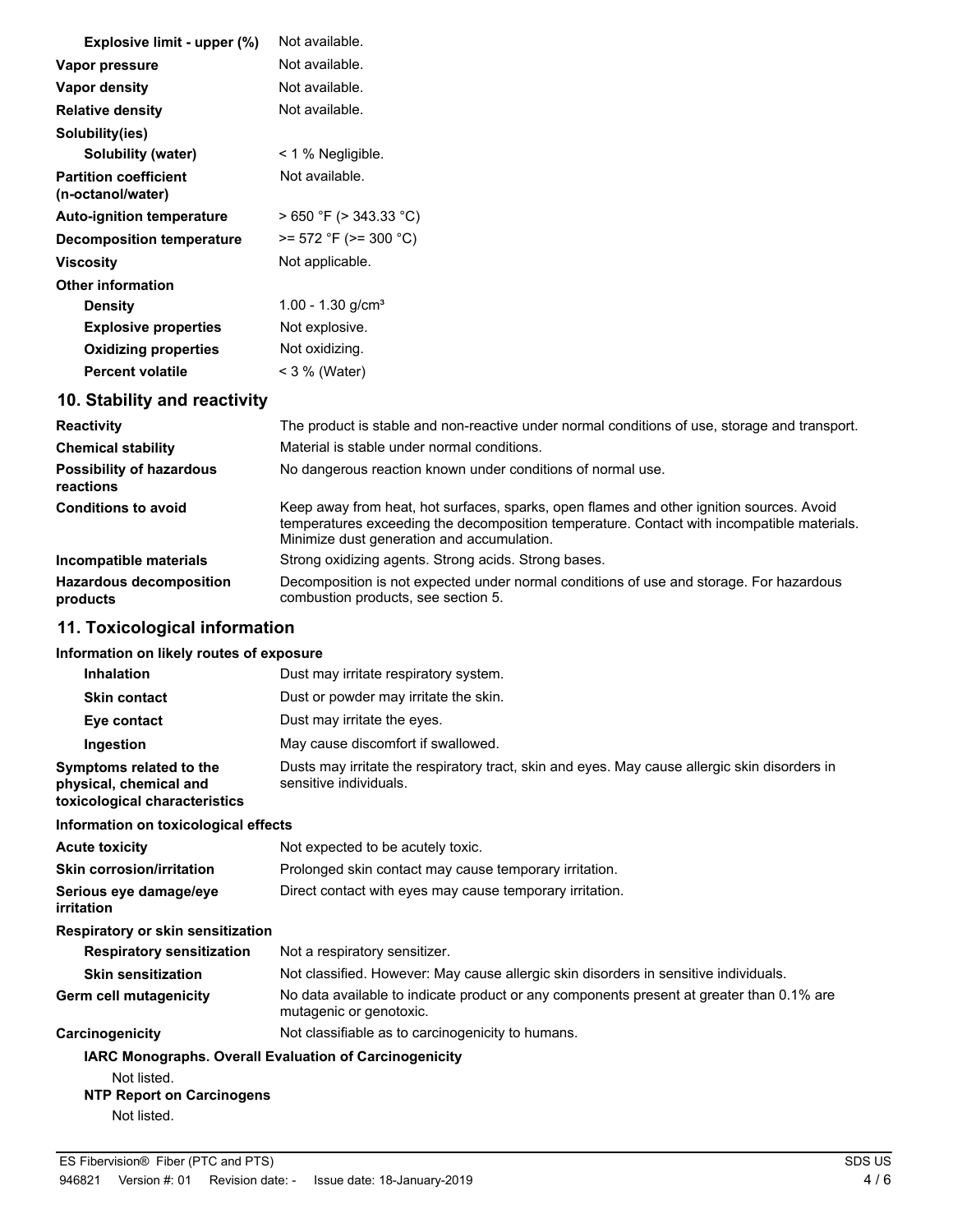| | |
|---|---|
| **Explosive limit - upper (%)** | Not available. |
| **Vapor pressure** | Not available. |
| **Vapor density** | Not available. |
| **Relative density** | Not available. |
| **Solubility(ies)** | |
| **Solubility (water)** | < 1 % Negligible. |
| **Partition coefficient (n-octanol/water)** | Not available. |
| **Auto-ignition temperature** | > 650 °F (> 343.33 °C) |
| **Decomposition temperature** | >= 572 °F (>= 300 °C) |
| **Viscosity** | Not applicable. |
| **Other information** | |
| **Density** | 1.00 - 1.30 g/cm³ |
| **Explosive properties** | Not explosive. |
| **Oxidizing properties** | Not oxidizing. |
| **Percent volatile** | < 3 % (Water) |

## 10. Stability and reactivity

| | |
|---|---|
| **Reactivity** | The product is stable and non-reactive under normal conditions of use, storage and transport. |
| **Chemical stability** | Material is stable under normal conditions. |
| **Possibility of hazardous reactions** | No dangerous reaction known under conditions of normal use. |
| **Conditions to avoid** | Keep away from heat, hot surfaces, sparks, open flames and other ignition sources. Avoid temperatures exceeding the decomposition temperature. Contact with incompatible materials. Minimize dust generation and accumulation. |
| **Incompatible materials** | Strong oxidizing agents. Strong acids. Strong bases. |
| **Hazardous decomposition products** | Decomposition is not expected under normal conditions of use and storage. For hazardous combustion products, see section 5. |

## 11. Toxicological information

**Information on likely routes of exposure**

| | |
|---|---|
| **Inhalation** | Dust may irritate respiratory system. |
| **Skin contact** | Dust or powder may irritate the skin. |
| **Eye contact** | Dust may irritate the eyes. |
| **Ingestion** | May cause discomfort if swallowed. |
| **Symptoms related to the physical, chemical and toxicological characteristics** | Dusts may irritate the respiratory tract, skin and eyes. May cause allergic skin disorders in sensitive individuals. |

**Information on toxicological effects**

| | |
|---|---|
| **Acute toxicity** | Not expected to be acutely toxic. |
| **Skin corrosion/irritation** | Prolonged skin contact may cause temporary irritation. |
| **Serious eye damage/eye irritation** | Direct contact with eyes may cause temporary irritation. |
| **Respiratory or skin sensitization** | |
| **Respiratory sensitization** | Not a respiratory sensitizer. |
| **Skin sensitization** | Not classified. However: May cause allergic skin disorders in sensitive individuals. |
| **Germ cell mutagenicity** | No data available to indicate product or any components present at greater than 0.1% are mutagenic or genotoxic. |
| **Carcinogenicity** | Not classifiable as to carcinogenicity to humans. |

**IARC Monographs. Overall Evaluation of Carcinogenicity**

Not listed.

**NTP Report on Carcinogens**

Not listed.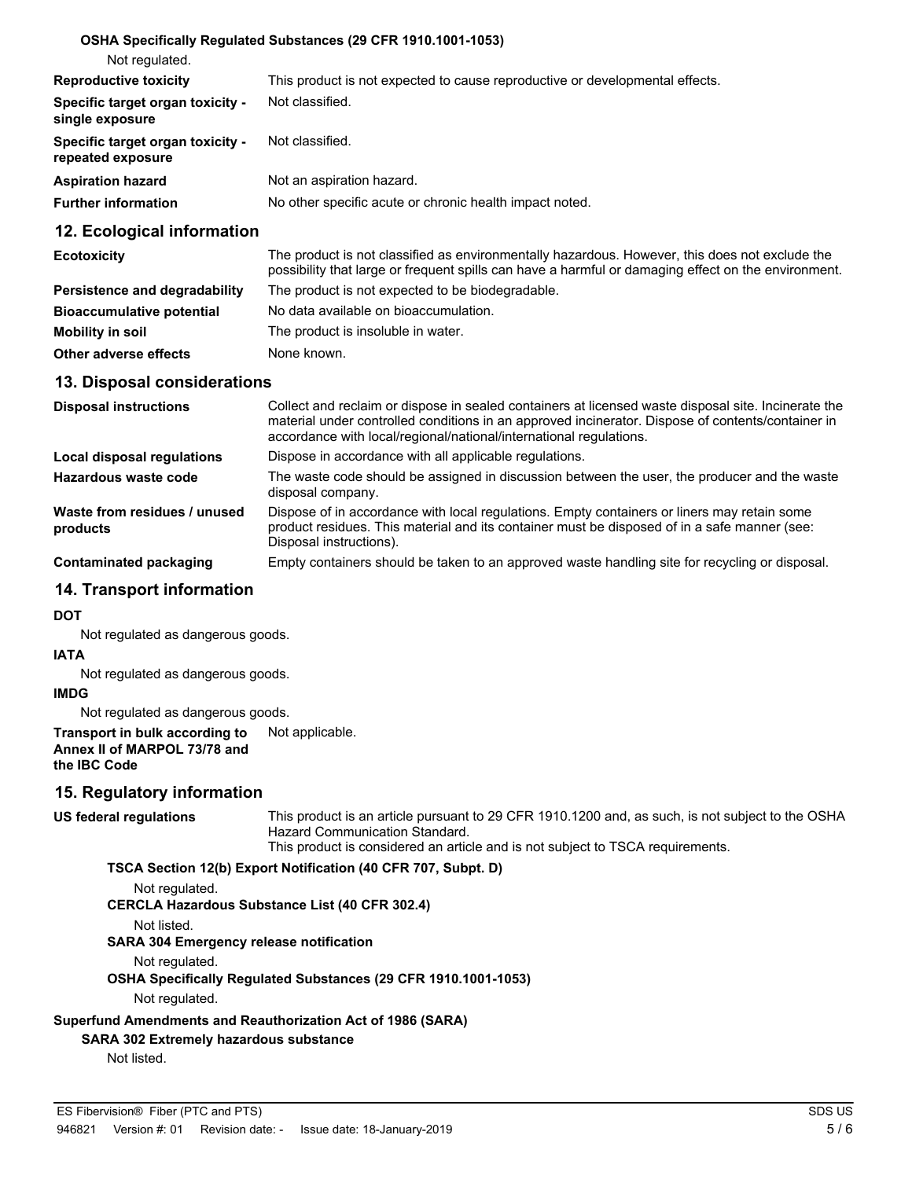**OSHA Specifically Regulated Substances (29 CFR 1910.1001-1053)**

Not regulated.

| | |
|---|---|
| **Reproductive toxicity** | This product is not expected to cause reproductive or developmental effects. |
| **Specific target organ toxicity - single exposure** | Not classified. |
| **Specific target organ toxicity - repeated exposure** | Not classified. |
| **Aspiration hazard** | Not an aspiration hazard. |
| **Further information** | No other specific acute or chronic health impact noted. |

## 12. Ecological information

| | |
|---|---|
| **Ecotoxicity** | The product is not classified as environmentally hazardous. However, this does not exclude the possibility that large or frequent spills can have a harmful or damaging effect on the environment. |
| **Persistence and degradability** | The product is not expected to be biodegradable. |
| **Bioaccumulative potential** | No data available on bioaccumulation. |
| **Mobility in soil** | The product is insoluble in water. |
| **Other adverse effects** | None known. |

## 13. Disposal considerations

| | |
|---|---|
| **Disposal instructions** | Collect and reclaim or dispose in sealed containers at licensed waste disposal site. Incinerate the material under controlled conditions in an approved incinerator. Dispose of contents/container in accordance with local/regional/national/international regulations. |
| **Local disposal regulations** | Dispose in accordance with all applicable regulations. |
| **Hazardous waste code** | The waste code should be assigned in discussion between the user, the producer and the waste disposal company. |
| **Waste from residues / unused products** | Dispose of in accordance with local regulations. Empty containers or liners may retain some product residues. This material and its container must be disposed of in a safe manner (see: Disposal instructions). |
| **Contaminated packaging** | Empty containers should be taken to an approved waste handling site for recycling or disposal. |

## 14. Transport information

**DOT**

Not regulated as dangerous goods.

**IATA**

Not regulated as dangerous goods.

**IMDG**

Not regulated as dangerous goods.

| | |
|---|---|
| **Transport in bulk according to Annex II of MARPOL 73/78 and the IBC Code** | Not applicable. |

## 15. Regulatory information

| | |
|---|---|
| **US federal regulations** | This product is an article pursuant to 29 CFR 1910.1200 and, as such, is not subject to the OSHA Hazard Communication Standard. This product is considered an article and is not subject to TSCA requirements. |

**TSCA Section 12(b) Export Notification (40 CFR 707, Subpt. D)**

Not regulated.

**CERCLA Hazardous Substance List (40 CFR 302.4)**

Not listed.

**SARA 304 Emergency release notification**

Not regulated.

**OSHA Specifically Regulated Substances (29 CFR 1910.1001-1053)**

Not regulated.

**Superfund Amendments and Reauthorization Act of 1986 (SARA)**

**SARA 302 Extremely hazardous substance**

Not listed.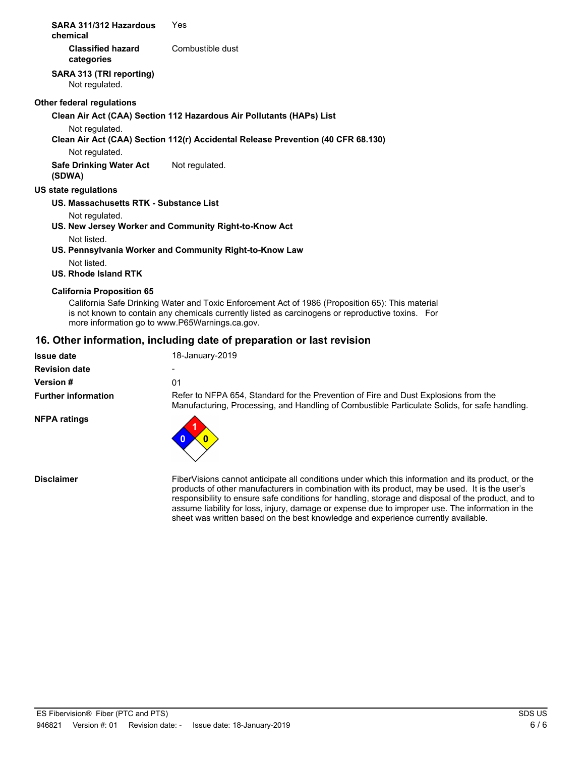**SARA 311/312 Hazardous chemical** Yes

**Classified hazard categories** Combustible dust

**SARA 313 (TRI reporting)**

Not regulated.

**Other federal regulations**

**Clean Air Act (CAA) Section 112 Hazardous Air Pollutants (HAPs) List**

Not regulated.

**Clean Air Act (CAA) Section 112(r) Accidental Release Prevention (40 CFR 68.130)**

Not regulated.

**Safe Drinking Water Act (SDWA)** Not regulated.

**US state regulations**

**US. Massachusetts RTK - Substance List**

Not regulated.

**US. New Jersey Worker and Community Right-to-Know Act**

Not listed.

**US. Pennsylvania Worker and Community Right-to-Know Law**

Not listed.

**US. Rhode Island RTK**

**California Proposition 65**

California Safe Drinking Water and Toxic Enforcement Act of 1986 (Proposition 65): This material is not known to contain any chemicals currently listed as carcinogens or reproductive toxins. For more information go to www.P65Warnings.ca.gov.

## 16. Other information, including date of preparation or last revision

| | |
|---|---|
| **Issue date** | 18-January-2019 |
| **Revision date** | - |
| **Version #** | 01 |
| **Further information** | Refer to NFPA 654, Standard for the Prevention of Fire and Dust Explosions from the Manufacturing, Processing, and Handling of Combustible Particulate Solids, for safe handling. |
| **NFPA ratings** | Health: 0, Flammability: 1, Instability: 0 |
| **Disclaimer** | FiberVisions cannot anticipate all conditions under which this information and its product, or the products of other manufacturers in combination with its product, may be used. It is the user's responsibility to ensure safe conditions for handling, storage and disposal of the product, and to assume liability for loss, injury, damage or expense due to improper use. The information in the sheet was written based on the best knowledge and experience currently available. |